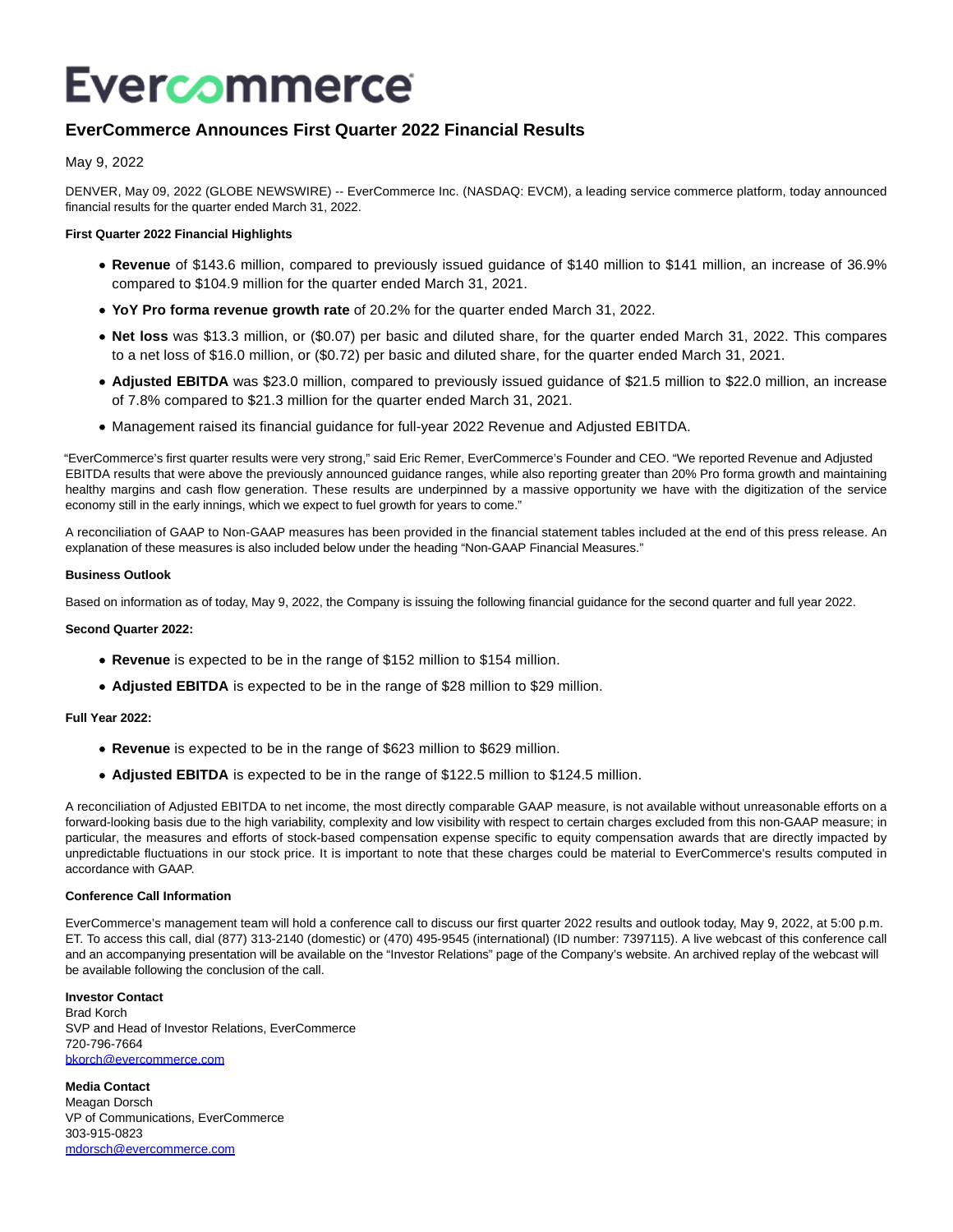# EverCommerce

## EverCommerce Announces First Quarter 2022 Financial Results

May 9, 2022

DENVER, May 09, 2022 (GLOBE NEWSWIRE) -- EverCommerce Inc. (NASDAQ: EVCM), a leading service commerce platform, today announced financial results for the quarter ended March 31, 2022.

**First Quarter 2022 Financial Highlights**

- **Revenue** of $143.6 million, compared to previously issued guidance of $140 million to $141 million, an increase of 36.9% compared to $104.9 million for the quarter ended March 31, 2021.
- **YoY Pro forma revenue growth rate** of 20.2% for the quarter ended March 31, 2022.
- **Net loss** was $13.3 million, or ($0.07) per basic and diluted share, for the quarter ended March 31, 2022. This compares to a net loss of $16.0 million, or ($0.72) per basic and diluted share, for the quarter ended March 31, 2021.
- **Adjusted EBITDA** was $23.0 million, compared to previously issued guidance of $21.5 million to $22.0 million, an increase of 7.8% compared to $21.3 million for the quarter ended March 31, 2021.
- Management raised its financial guidance for full-year 2022 Revenue and Adjusted EBITDA.

"EverCommerce's first quarter results were very strong," said Eric Remer, EverCommerce's Founder and CEO. "We reported Revenue and Adjusted EBITDA results that were above the previously announced guidance ranges, while also reporting greater than 20% Pro forma growth and maintaining healthy margins and cash flow generation. These results are underpinned by a massive opportunity we have with the digitization of the service economy still in the early innings, which we expect to fuel growth for years to come."

A reconciliation of GAAP to Non-GAAP measures has been provided in the financial statement tables included at the end of this press release. An explanation of these measures is also included below under the heading "Non-GAAP Financial Measures."

**Business Outlook**

Based on information as of today, May 9, 2022, the Company is issuing the following financial guidance for the second quarter and full year 2022.

**Second Quarter 2022:**

- **Revenue** is expected to be in the range of $152 million to $154 million.
- **Adjusted EBITDA** is expected to be in the range of $28 million to $29 million.

**Full Year 2022:**

- **Revenue** is expected to be in the range of $623 million to $629 million.
- **Adjusted EBITDA** is expected to be in the range of $122.5 million to $124.5 million.

A reconciliation of Adjusted EBITDA to net income, the most directly comparable GAAP measure, is not available without unreasonable efforts on a forward-looking basis due to the high variability, complexity and low visibility with respect to certain charges excluded from this non-GAAP measure; in particular, the measures and efforts of stock-based compensation expense specific to equity compensation awards that are directly impacted by unpredictable fluctuations in our stock price. It is important to note that these charges could be material to EverCommerce's results computed in accordance with GAAP.

**Conference Call Information**

EverCommerce's management team will hold a conference call to discuss our first quarter 2022 results and outlook today, May 9, 2022, at 5:00 p.m. ET. To access this call, dial (877) 313-2140 (domestic) or (470) 495-9545 (international) (ID number: 7397115). A live webcast of this conference call and an accompanying presentation will be available on the "Investor Relations" page of the Company's website. An archived replay of the webcast will be available following the conclusion of the call.

**Investor Contact**
Brad Korch
SVP and Head of Investor Relations, EverCommerce
720-796-7664
bkorch@evercommerce.com

**Media Contact**
Meagan Dorsch
VP of Communications, EverCommerce
303-915-0823
mdorsch@evercommerce.com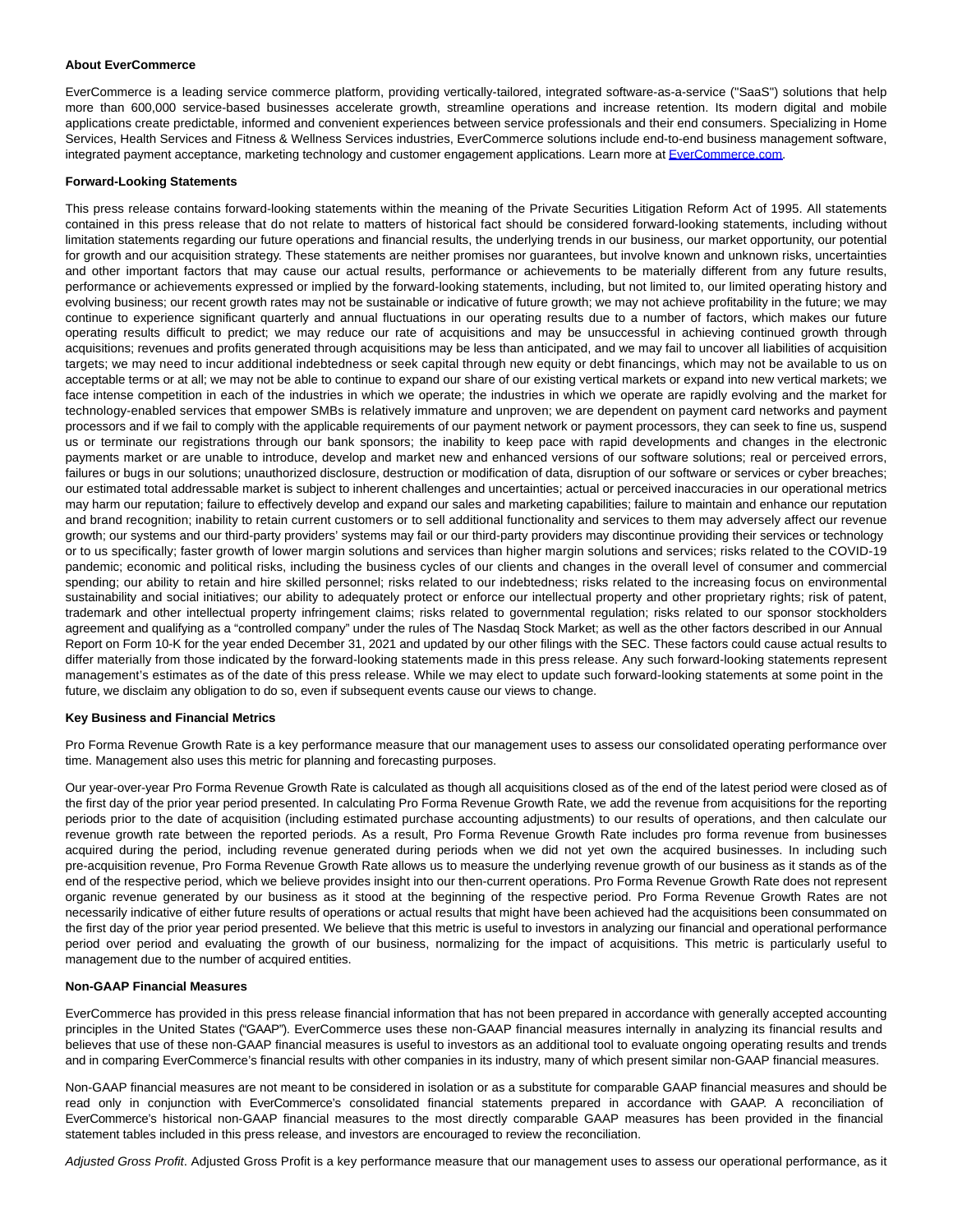**About EverCommerce**

EverCommerce is a leading service commerce platform, providing vertically-tailored, integrated software-as-a-service ("SaaS") solutions that help more than 600,000 service-based businesses accelerate growth, streamline operations and increase retention. Its modern digital and mobile applications create predictable, informed and convenient experiences between service professionals and their end consumers. Specializing in Home Services, Health Services and Fitness & Wellness Services industries, EverCommerce solutions include end-to-end business management software, integrated payment acceptance, marketing technology and customer engagement applications. Learn more at [EverCommerce.com](EverCommerce.com).

**Forward-Looking Statements**

This press release contains forward-looking statements within the meaning of the Private Securities Litigation Reform Act of 1995. All statements contained in this press release that do not relate to matters of historical fact should be considered forward-looking statements, including without limitation statements regarding our future operations and financial results, the underlying trends in our business, our market opportunity, our potential for growth and our acquisition strategy. These statements are neither promises nor guarantees, but involve known and unknown risks, uncertainties and other important factors that may cause our actual results, performance or achievements to be materially different from any future results, performance or achievements expressed or implied by the forward-looking statements, including, but not limited to, our limited operating history and evolving business; our recent growth rates may not be sustainable or indicative of future growth; we may not achieve profitability in the future; we may continue to experience significant quarterly and annual fluctuations in our operating results due to a number of factors, which makes our future operating results difficult to predict; we may reduce our rate of acquisitions and may be unsuccessful in achieving continued growth through acquisitions; revenues and profits generated through acquisitions may be less than anticipated, and we may fail to uncover all liabilities of acquisition targets; we may need to incur additional indebtedness or seek capital through new equity or debt financings, which may not be available to us on acceptable terms or at all; we may not be able to continue to expand our share of our existing vertical markets or expand into new vertical markets; we face intense competition in each of the industries in which we operate; the industries in which we operate are rapidly evolving and the market for technology-enabled services that empower SMBs is relatively immature and unproven; we are dependent on payment card networks and payment processors and if we fail to comply with the applicable requirements of our payment network or payment processors, they can seek to fine us, suspend us or terminate our registrations through our bank sponsors; the inability to keep pace with rapid developments and changes in the electronic payments market or are unable to introduce, develop and market new and enhanced versions of our software solutions; real or perceived errors, failures or bugs in our solutions; unauthorized disclosure, destruction or modification of data, disruption of our software or services or cyber breaches; our estimated total addressable market is subject to inherent challenges and uncertainties; actual or perceived inaccuracies in our operational metrics may harm our reputation; failure to effectively develop and expand our sales and marketing capabilities; failure to maintain and enhance our reputation and brand recognition; inability to retain current customers or to sell additional functionality and services to them may adversely affect our revenue growth; our systems and our third-party providers' systems may fail or our third-party providers may discontinue providing their services or technology or to us specifically; faster growth of lower margin solutions and services than higher margin solutions and services; risks related to the COVID-19 pandemic; economic and political risks, including the business cycles of our clients and changes in the overall level of consumer and commercial spending; our ability to retain and hire skilled personnel; risks related to our indebtedness; risks related to the increasing focus on environmental sustainability and social initiatives; our ability to adequately protect or enforce our intellectual property and other proprietary rights; risk of patent, trademark and other intellectual property infringement claims; risks related to governmental regulation; risks related to our sponsor stockholders agreement and qualifying as a "controlled company" under the rules of The Nasdaq Stock Market; as well as the other factors described in our Annual Report on Form 10-K for the year ended December 31, 2021 and updated by our other filings with the SEC. These factors could cause actual results to differ materially from those indicated by the forward-looking statements made in this press release. Any such forward-looking statements represent management's estimates as of the date of this press release. While we may elect to update such forward-looking statements at some point in the future, we disclaim any obligation to do so, even if subsequent events cause our views to change.

**Key Business and Financial Metrics**

Pro Forma Revenue Growth Rate is a key performance measure that our management uses to assess our consolidated operating performance over time. Management also uses this metric for planning and forecasting purposes.

Our year-over-year Pro Forma Revenue Growth Rate is calculated as though all acquisitions closed as of the end of the latest period were closed as of the first day of the prior year period presented. In calculating Pro Forma Revenue Growth Rate, we add the revenue from acquisitions for the reporting periods prior to the date of acquisition (including estimated purchase accounting adjustments) to our results of operations, and then calculate our revenue growth rate between the reported periods. As a result, Pro Forma Revenue Growth Rate includes pro forma revenue from businesses acquired during the period, including revenue generated during periods when we did not yet own the acquired businesses. In including such pre-acquisition revenue, Pro Forma Revenue Growth Rate allows us to measure the underlying revenue growth of our business as it stands as of the end of the respective period, which we believe provides insight into our then-current operations. Pro Forma Revenue Growth Rate does not represent organic revenue generated by our business as it stood at the beginning of the respective period. Pro Forma Revenue Growth Rates are not necessarily indicative of either future results of operations or actual results that might have been achieved had the acquisitions been consummated on the first day of the prior year period presented. We believe that this metric is useful to investors in analyzing our financial and operational performance period over period and evaluating the growth of our business, normalizing for the impact of acquisitions. This metric is particularly useful to management due to the number of acquired entities.

**Non-GAAP Financial Measures**

EverCommerce has provided in this press release financial information that has not been prepared in accordance with generally accepted accounting principles in the United States ("GAAP"). EverCommerce uses these non-GAAP financial measures internally in analyzing its financial results and believes that use of these non-GAAP financial measures is useful to investors as an additional tool to evaluate ongoing operating results and trends and in comparing EverCommerce's financial results with other companies in its industry, many of which present similar non-GAAP financial measures.

Non-GAAP financial measures are not meant to be considered in isolation or as a substitute for comparable GAAP financial measures and should be read only in conjunction with EverCommerce's consolidated financial statements prepared in accordance with GAAP. A reconciliation of EverCommerce's historical non-GAAP financial measures to the most directly comparable GAAP measures has been provided in the financial statement tables included in this press release, and investors are encouraged to review the reconciliation.

*Adjusted Gross Profit*. Adjusted Gross Profit is a key performance measure that our management uses to assess our operational performance, as it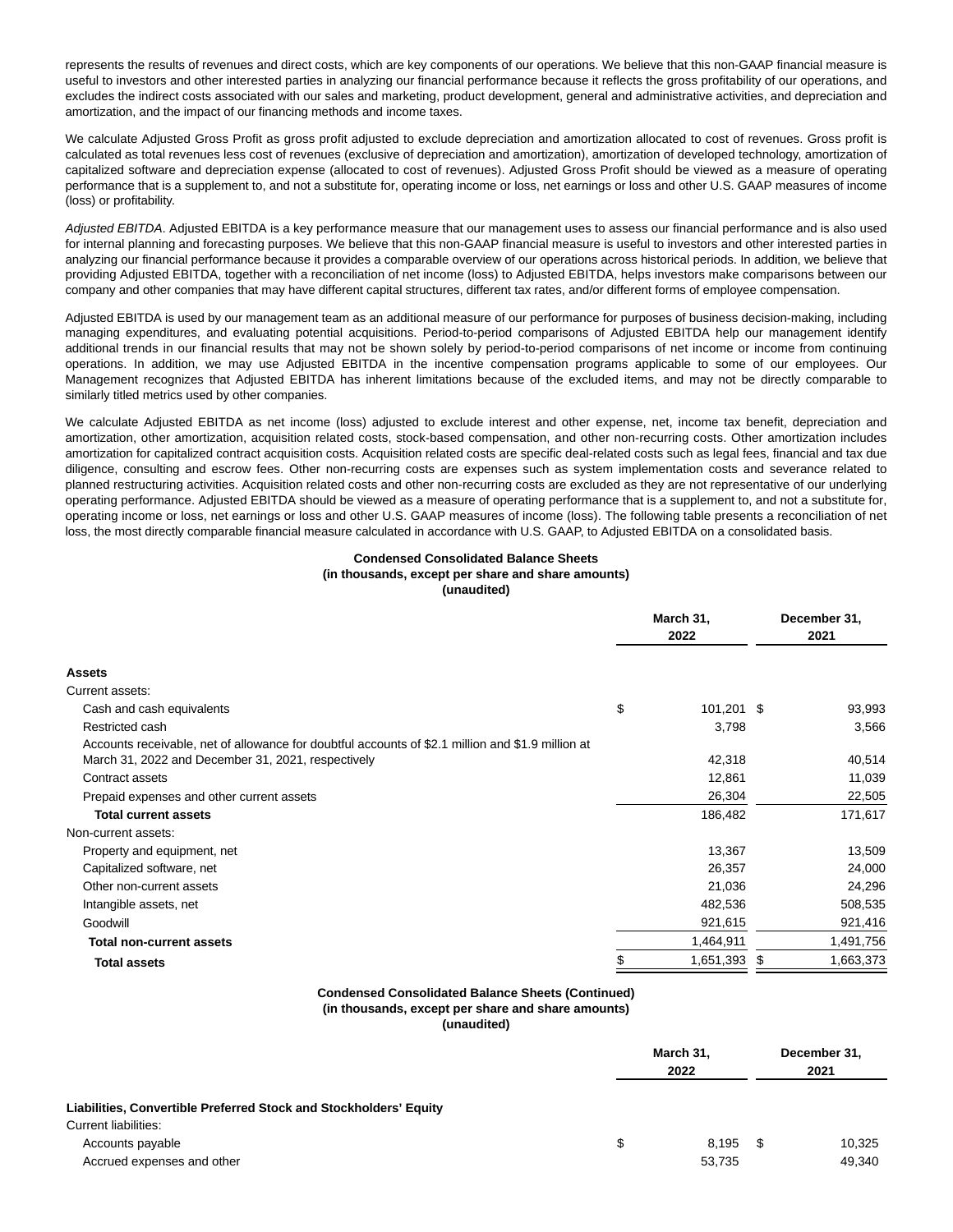represents the results of revenues and direct costs, which are key components of our operations. We believe that this non-GAAP financial measure is useful to investors and other interested parties in analyzing our financial performance because it reflects the gross profitability of our operations, and excludes the indirect costs associated with our sales and marketing, product development, general and administrative activities, and depreciation and amortization, and the impact of our financing methods and income taxes.

We calculate Adjusted Gross Profit as gross profit adjusted to exclude depreciation and amortization allocated to cost of revenues. Gross profit is calculated as total revenues less cost of revenues (exclusive of depreciation and amortization), amortization of developed technology, amortization of capitalized software and depreciation expense (allocated to cost of revenues). Adjusted Gross Profit should be viewed as a measure of operating performance that is a supplement to, and not a substitute for, operating income or loss, net earnings or loss and other U.S. GAAP measures of income (loss) or profitability.

*Adjusted EBITDA*. Adjusted EBITDA is a key performance measure that our management uses to assess our financial performance and is also used for internal planning and forecasting purposes. We believe that this non-GAAP financial measure is useful to investors and other interested parties in analyzing our financial performance because it provides a comparable overview of our operations across historical periods. In addition, we believe that providing Adjusted EBITDA, together with a reconciliation of net income (loss) to Adjusted EBITDA, helps investors make comparisons between our company and other companies that may have different capital structures, different tax rates, and/or different forms of employee compensation.

Adjusted EBITDA is used by our management team as an additional measure of our performance for purposes of business decision-making, including managing expenditures, and evaluating potential acquisitions. Period-to-period comparisons of Adjusted EBITDA help our management identify additional trends in our financial results that may not be shown solely by period-to-period comparisons of net income or income from continuing operations. In addition, we may use Adjusted EBITDA in the incentive compensation programs applicable to some of our employees. Our Management recognizes that Adjusted EBITDA has inherent limitations because of the excluded items, and may not be directly comparable to similarly titled metrics used by other companies.

We calculate Adjusted EBITDA as net income (loss) adjusted to exclude interest and other expense, net, income tax benefit, depreciation and amortization, other amortization, acquisition related costs, stock-based compensation, and other non-recurring costs. Other amortization includes amortization for capitalized contract acquisition costs. Acquisition related costs are specific deal-related costs such as legal fees, financial and tax due diligence, consulting and escrow fees. Other non-recurring costs are expenses such as system implementation costs and severance related to planned restructuring activities. Acquisition related costs and other non-recurring costs are excluded as they are not representative of our underlying operating performance. Adjusted EBITDA should be viewed as a measure of operating performance that is a supplement to, and not a substitute for, operating income or loss, net earnings or loss and other U.S. GAAP measures of income (loss). The following table presents a reconciliation of net loss, the most directly comparable financial measure calculated in accordance with U.S. GAAP, to Adjusted EBITDA on a consolidated basis.

**Condensed Consolidated Balance Sheets**
**(in thousands, except per share and share amounts)**
**(unaudited)**

| | March 31, 2022 | December 31, 2021 |
|---|---|---|
| **Assets** | | |
| Current assets: | | |
| Cash and cash equivalents | $ 101,201 | $ 93,993 |
| Restricted cash | 3,798 | 3,566 |
| Accounts receivable, net of allowance for doubtful accounts of $2.1 million and $1.9 million at March 31, 2022 and December 31, 2021, respectively | 42,318 | 40,514 |
| Contract assets | 12,861 | 11,039 |
| Prepaid expenses and other current assets | 26,304 | 22,505 |
| **Total current assets** | 186,482 | 171,617 |
| Non-current assets: | | |
| Property and equipment, net | 13,367 | 13,509 |
| Capitalized software, net | 26,357 | 24,000 |
| Other non-current assets | 21,036 | 24,296 |
| Intangible assets, net | 482,536 | 508,535 |
| Goodwill | 921,615 | 921,416 |
| **Total non-current assets** | 1,464,911 | 1,491,756 |
| **Total assets** | $ 1,651,393 | $ 1,663,373 |

**Condensed Consolidated Balance Sheets (Continued)**
**(in thousands, except per share and share amounts)**
**(unaudited)**

| | March 31, 2022 | December 31, 2021 |
|---|---|---|
| **Liabilities, Convertible Preferred Stock and Stockholders' Equity** | | |
| Current liabilities: | | |
| Accounts payable | $ 8,195 | $ 10,325 |
| Accrued expenses and other | 53,735 | 49,340 |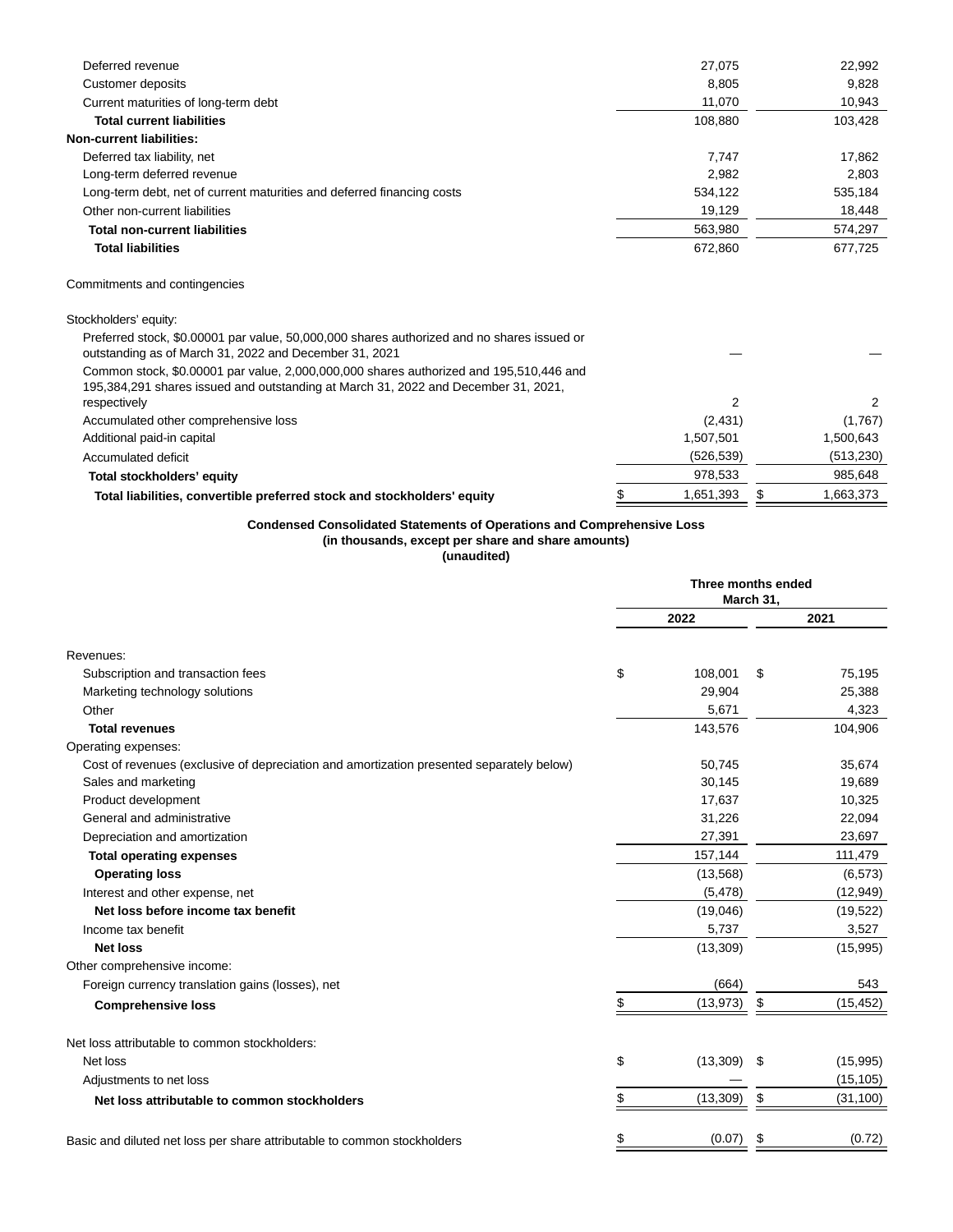| | | |
|---|---|---|
| Deferred revenue | 27,075 | 22,992 |
| Customer deposits | 8,805 | 9,828 |
| Current maturities of long-term debt | 11,070 | 10,943 |
| **Total current liabilities** | 108,880 | 103,428 |
| **Non-current liabilities:** | | |
| Deferred tax liability, net | 7,747 | 17,862 |
| Long-term deferred revenue | 2,982 | 2,803 |
| Long-term debt, net of current maturities and deferred financing costs | 534,122 | 535,184 |
| Other non-current liabilities | 19,129 | 18,448 |
| **Total non-current liabilities** | 563,980 | 574,297 |
| **Total liabilities** | 672,860 | 677,725 |
| | | |
| Commitments and contingencies | | |
| | | |
| Stockholders' equity: | | |
| Preferred stock, $0.00001 par value, 50,000,000 shares authorized and no shares issued or outstanding as of March 31, 2022 and December 31, 2021 | — | — |
| Common stock, $0.00001 par value, 2,000,000,000 shares authorized and 195,510,446 and 195,384,291 shares issued and outstanding at March 31, 2022 and December 31, 2021, respectively | 2 | 2 |
| Accumulated other comprehensive loss | (2,431) | (1,767) |
| Additional paid-in capital | 1,507,501 | 1,500,643 |
| Accumulated deficit | (526,539) | (513,230) |
| **Total stockholders' equity** | 978,533 | 985,648 |
| **Total liabilities, convertible preferred stock and stockholders' equity** | $ 1,651,393 | $ 1,663,373 |

**Condensed Consolidated Statements of Operations and Comprehensive Loss**
**(in thousands, except per share and share amounts)**
**(unaudited)**

| | Three months ended March 31, | |
|---|---|---|
| | **2022** | **2021** |
| Revenues: | | |
| Subscription and transaction fees | $ 108,001 | $ 75,195 |
| Marketing technology solutions | 29,904 | 25,388 |
| Other | 5,671 | 4,323 |
| **Total revenues** | 143,576 | 104,906 |
| Operating expenses: | | |
| Cost of revenues (exclusive of depreciation and amortization presented separately below) | 50,745 | 35,674 |
| Sales and marketing | 30,145 | 19,689 |
| Product development | 17,637 | 10,325 |
| General and administrative | 31,226 | 22,094 |
| Depreciation and amortization | 27,391 | 23,697 |
| **Total operating expenses** | 157,144 | 111,479 |
| **Operating loss** | (13,568) | (6,573) |
| Interest and other expense, net | (5,478) | (12,949) |
| **Net loss before income tax benefit** | (19,046) | (19,522) |
| Income tax benefit | 5,737 | 3,527 |
| **Net loss** | (13,309) | (15,995) |
| Other comprehensive income: | | |
| Foreign currency translation gains (losses), net | (664) | 543 |
| **Comprehensive loss** | $ (13,973) | $ (15,452) |
| | | |
| Net loss attributable to common stockholders: | | |
| Net loss | $ (13,309) | $ (15,995) |
| Adjustments to net loss | — | (15,105) |
| **Net loss attributable to common stockholders** | $ (13,309) | $ (31,100) |
| | | |
| Basic and diluted net loss per share attributable to common stockholders | $ (0.07) | $ (0.72) |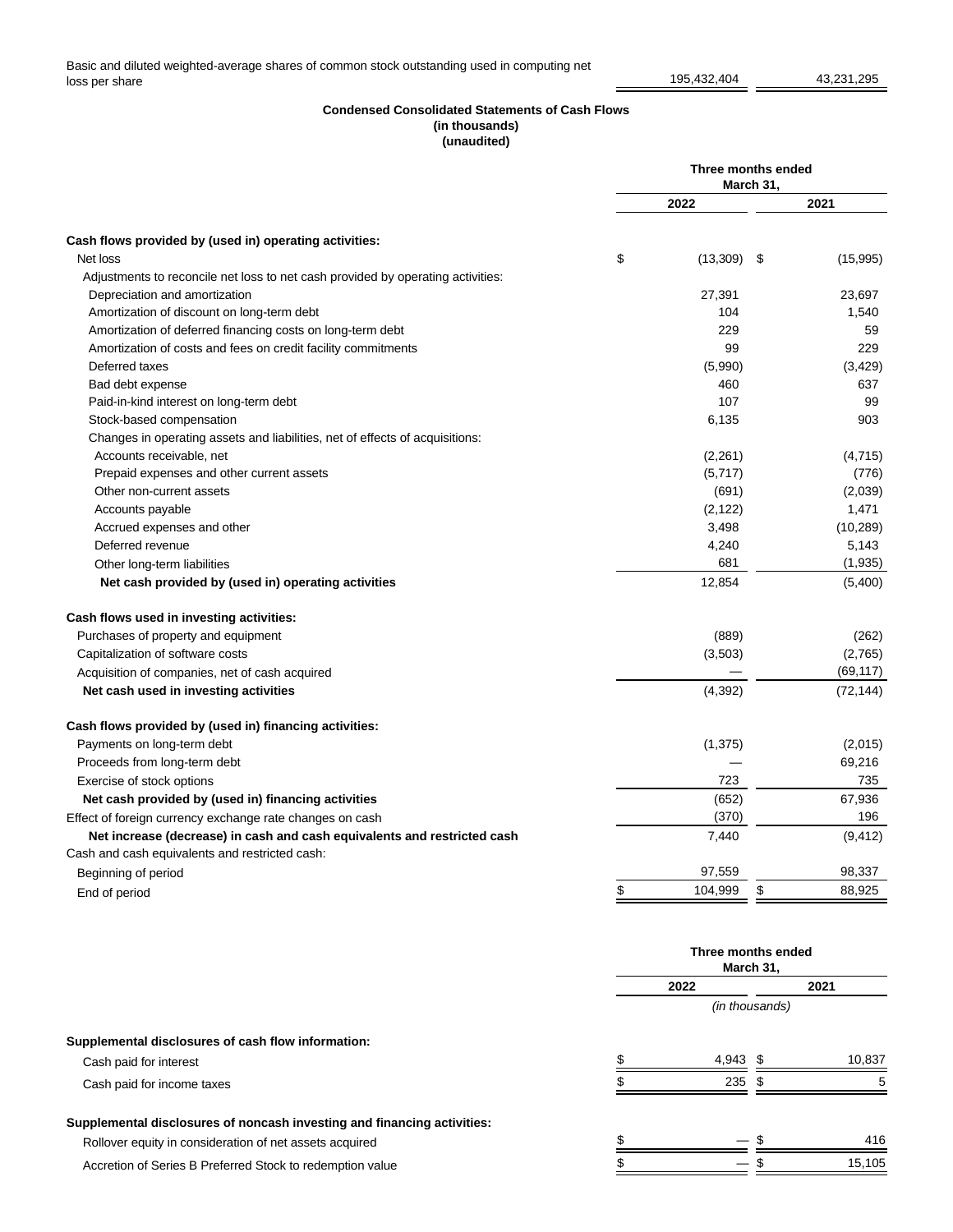| | | |
|---|---|---|
| Basic and diluted weighted-average shares of common stock outstanding used in computing net loss per share | 195,432,404 | 43,231,295 |

**Condensed Consolidated Statements of Cash Flows**
**(in thousands)**
**(unaudited)**

| | Three months ended March 31, | |
|---|---|---|
| | 2022 | 2021 |
| **Cash flows provided by (used in) operating activities:** | | |
| Net loss | $ (13,309) | $ (15,995) |
| Adjustments to reconcile net loss to net cash provided by operating activities: | | |
| Depreciation and amortization | 27,391 | 23,697 |
| Amortization of discount on long-term debt | 104 | 1,540 |
| Amortization of deferred financing costs on long-term debt | 229 | 59 |
| Amortization of costs and fees on credit facility commitments | 99 | 229 |
| Deferred taxes | (5,990) | (3,429) |
| Bad debt expense | 460 | 637 |
| Paid-in-kind interest on long-term debt | 107 | 99 |
| Stock-based compensation | 6,135 | 903 |
| Changes in operating assets and liabilities, net of effects of acquisitions: | | |
| Accounts receivable, net | (2,261) | (4,715) |
| Prepaid expenses and other current assets | (5,717) | (776) |
| Other non-current assets | (691) | (2,039) |
| Accounts payable | (2,122) | 1,471 |
| Accrued expenses and other | 3,498 | (10,289) |
| Deferred revenue | 4,240 | 5,143 |
| Other long-term liabilities | 681 | (1,935) |
| **Net cash provided by (used in) operating activities** | 12,854 | (5,400) |
| **Cash flows used in investing activities:** | | |
| Purchases of property and equipment | (889) | (262) |
| Capitalization of software costs | (3,503) | (2,765) |
| Acquisition of companies, net of cash acquired | — | (69,117) |
| **Net cash used in investing activities** | (4,392) | (72,144) |
| **Cash flows provided by (used in) financing activities:** | | |
| Payments on long-term debt | (1,375) | (2,015) |
| Proceeds from long-term debt | — | 69,216 |
| Exercise of stock options | 723 | 735 |
| **Net cash provided by (used in) financing activities** | (652) | 67,936 |
| Effect of foreign currency exchange rate changes on cash | (370) | 196 |
| **Net increase (decrease) in cash and cash equivalents and restricted cash** | 7,440 | (9,412) |
| Cash and cash equivalents and restricted cash: | | |
| Beginning of period | 97,559 | 98,337 |
| End of period | $ 104,999 | $ 88,925 |

| | Three months ended March 31, | |
|---|---|---|
| | 2022 | 2021 |
| | *(in thousands)* | |
| **Supplemental disclosures of cash flow information:** | | |
| Cash paid for interest | $ 4,943 | $ 10,837 |
| Cash paid for income taxes | $ 235 | $ 5 |
| **Supplemental disclosures of noncash investing and financing activities:** | | |
| Rollover equity in consideration of net assets acquired | $ — | $ 416 |
| Accretion of Series B Preferred Stock to redemption value | $ — | $ 15,105 |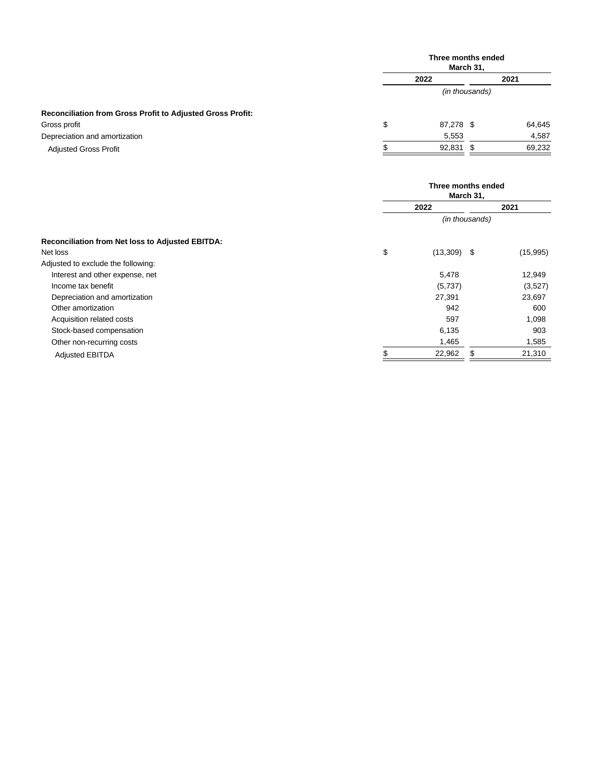| | Three months ended March 31, | |
|---|---|---|
| | 2022 | 2021 |
| | *(in thousands)* | |
| **Reconciliation from Gross Profit to Adjusted Gross Profit:** | | |
| Gross profit | $ 87,278 | $ 64,645 |
| Depreciation and amortization | 5,553 | 4,587 |
| Adjusted Gross Profit | $ 92,831 | $ 69,232 |

| | Three months ended March 31, | |
|---|---|---|
| | 2022 | 2021 |
| | *(in thousands)* | |
| **Reconciliation from Net loss to Adjusted EBITDA:** | | |
| Net loss | $ (13,309) | $ (15,995) |
| Adjusted to exclude the following: | | |
| Interest and other expense, net | 5,478 | 12,949 |
| Income tax benefit | (5,737) | (3,527) |
| Depreciation and amortization | 27,391 | 23,697 |
| Other amortization | 942 | 600 |
| Acquisition related costs | 597 | 1,098 |
| Stock-based compensation | 6,135 | 903 |
| Other non-recurring costs | 1,465 | 1,585 |
| Adjusted EBITDA | $ 22,962 | $ 21,310 |